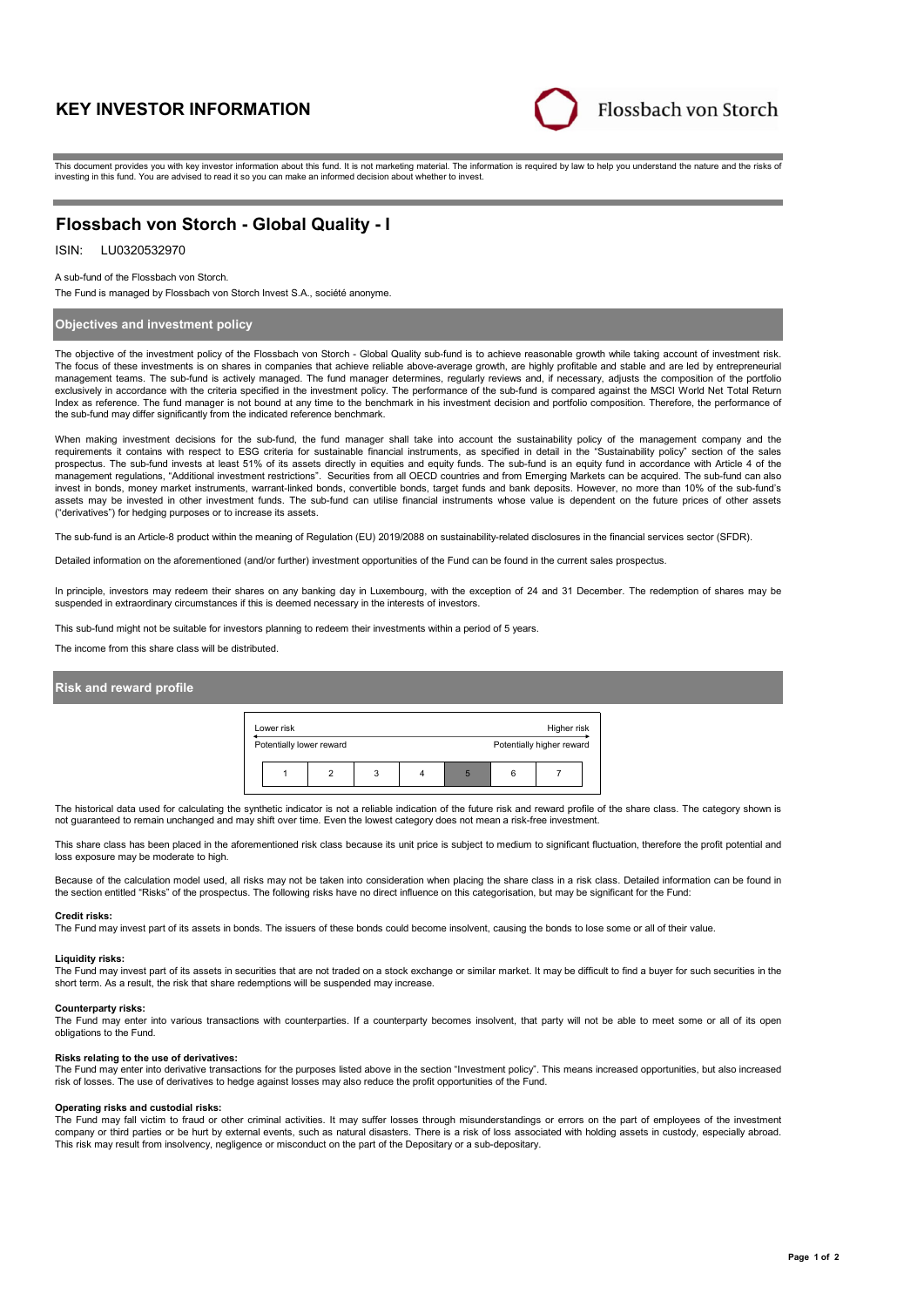# KEY INVESTOR INFORMATION

Flossbach von Storch

This document provides you with key investor information about this fund. It is not marketing material. The information is required by law to help you understand the nature and the risks of investing in this fund. You are advised to read it so you can make an informed decision about whether to invest.

## Flossbach von Storch - Global Quality - I

ISIN: LU0320532970

A sub-fund of the Flossbach von Storch.

The Fund is managed by Flossbach von Storch Invest S.A., société anonyme.

### Objectives and investment policy

The objective of the investment policy of the Flossbach von Storch - Global Quality sub-fund is to achieve reasonable growth while taking account of investment risk. The focus of these investments is on shares in companies that achieve reliable above-average growth, are highly profitable and stable and are led by entrepreneurial management teams. The sub-fund is actively managed. The fund manager determines, regularly reviews and, if necessary, adjusts the composition of the portfolio exclusively in accordance with the criteria specified in the investment policy. The performance of the sub-fund is compared against the MSCI World Net Total Return Index as reference. The fund manager is not bound at any time to the benchmark in his investment decision and portfolio composition. Therefore, the performance of the sub-fund may differ significantly from the indicated reference benchmark.

When making investment decisions for the sub-fund, the fund manager shall take into account the sustainability policy of the management company and the requirements it contains with respect to ESG criteria for sustainable financial instruments, as specified in detail in the "Sustainability policy" section of the sales prospectus. The sub-fund invests at least 51% of its assets directly in equities and equity funds. The sub-fund is an equity fund in accordance with Article 4 of the management regulations, "Additional investment restrictions". Securities from all OECD countries and from Emerging Markets can be acquired. The sub-fund can also invest in bonds, money market instruments, warrant-linked bonds, convertible bonds, target funds and bank deposits. However, no more than 10% of the sub-fund's assets may be invested in other investment funds. The sub-fund can utilise financial instruments whose value is dependent on the future prices of other assets ("derivatives") for hedging purposes or to increase its assets.

The sub-fund is an Article-8 product within the meaning of Regulation (EU) 2019/2088 on sustainability-related disclosures in the financial services sector (SFDR).

Detailed information on the aforementioned (and/or further) investment opportunities of the Fund can be found in the current sales prospectus.

In principle, investors may redeem their shares on any banking day in Luxembourg, with the exception of 24 and 31 December. The redemption of shares may be suspended in extraordinary circumstances if this is deemed necessary in the interests of investors.

This sub-fund might not be suitable for investors planning to redeem their investments within a period of 5 years.

The income from this share class will be distributed.

### Risk and reward profile

| Lower risk | | | | | | Higher risk |
|---|---|---|---|---|---|---|
| Potentially lower reward | | | | | | Potentially higher reward |
| 1 | 2 | 3 | 4 | **5** | 6 | 7 |

The historical data used for calculating the synthetic indicator is not a reliable indication of the future risk and reward profile of the share class. The category shown is not guaranteed to remain unchanged and may shift over time. Even the lowest category does not mean a risk-free investment.

This share class has been placed in the aforementioned risk class because its unit price is subject to medium to significant fluctuation, therefore the profit potential and loss exposure may be moderate to high.

Because of the calculation model used, all risks may not be taken into consideration when placing the share class in a risk class. Detailed information can be found in the section entitled "Risks" of the prospectus. The following risks have no direct influence on this categorisation, but may be significant for the Fund:

**Credit risks:**
The Fund may invest part of its assets in bonds. The issuers of these bonds could become insolvent, causing the bonds to lose some or all of their value.

**Liquidity risks:**
The Fund may invest part of its assets in securities that are not traded on a stock exchange or similar market. It may be difficult to find a buyer for such securities in the short term. As a result, the risk that share redemptions will be suspended may increase.

**Counterparty risks:**
The Fund may enter into various transactions with counterparties. If a counterparty becomes insolvent, that party will not be able to meet some or all of its open obligations to the Fund.

**Risks relating to the use of derivatives:**
The Fund may enter into derivative transactions for the purposes listed above in the section "Investment policy". This means increased opportunities, but also increased risk of losses. The use of derivatives to hedge against losses may also reduce the profit opportunities of the Fund.

**Operating risks and custodial risks:**
The Fund may fall victim to fraud or other criminal activities. It may suffer losses through misunderstandings or errors on the part of employees of the investment company or third parties or be hurt by external events, such as natural disasters. There is a risk of loss associated with holding assets in custody, especially abroad. This risk may result from insolvency, negligence or misconduct on the part of the Depositary or a sub-depositary.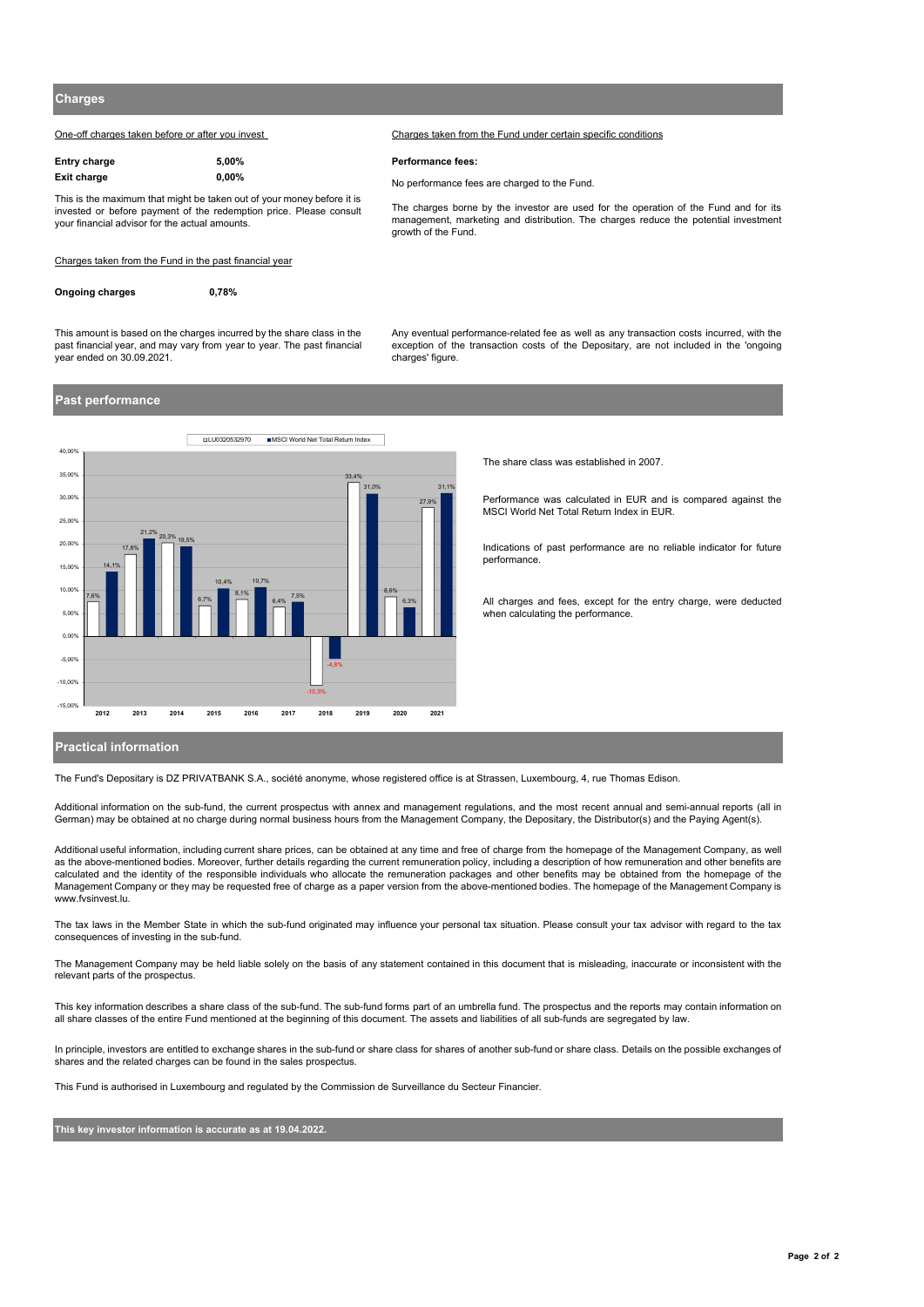## Charges

One-off charges taken before or after you invest

| | |
|---|---|
| **Entry charge** | **5,00%** |
| **Exit charge** | **0,00%** |

This is the maximum that might be taken out of your money before it is invested or before payment of the redemption price. Please consult your financial advisor for the actual amounts.

Charges taken from the Fund in the past financial year

| | |
|---|---|
| **Ongoing charges** | **0,78%** |

This amount is based on the charges incurred by the share class in the past financial year, and may vary from year to year. The past financial year ended on 30.09.2021.

Charges taken from the Fund under certain specific conditions

**Performance fees:**

No performance fees are charged to the Fund.

The charges borne by the investor are used for the operation of the Fund and for its management, marketing and distribution. The charges reduce the potential investment growth of the Fund.

Any eventual performance-related fee as well as any transaction costs incurred, with the exception of the transaction costs of the Depositary, are not included in the 'ongoing charges' figure.

## Past performance

LU0320532970
MSCI World Net Total Return Index

40,00%
35,00%
30,00%
25,00%
20,00%
15,00%
10,00%
5,00%
0,00%
-5,00%
-10,00%
-15,00%

7,6% 14,1% 17,8% 21,2% 20,3% 19,5% 6,7% 10,4% 8,1% 10,7% 6,4% 7,5% -10,5% -4,8% 33,4% 31,0% 8,6% 6,3% 27,9% 31,1%

2012 2013 2014 2015 2016 2017 2018 2019 2020 2021

The share class was established in 2007.

Performance was calculated in EUR and is compared against the MSCI World Net Total Return Index in EUR.

Indications of past performance are no reliable indicator for future performance.

All charges and fees, except for the entry charge, were deducted when calculating the performance.

## Practical information

The Fund's Depositary is DZ PRIVATBANK S.A., société anonyme, whose registered office is at Strassen, Luxembourg, 4, rue Thomas Edison.

Additional information on the sub-fund, the current prospectus with annex and management regulations, and the most recent annual and semi-annual reports (all in German) may be obtained at no charge during normal business hours from the Management Company, the Depositary, the Distributor(s) and the Paying Agent(s).

Additional useful information, including current share prices, can be obtained at any time and free of charge from the homepage of the Management Company, as well as the above-mentioned bodies. Moreover, further details regarding the current remuneration policy, including a description of how remuneration and other benefits are calculated and the identity of the responsible individuals who allocate the remuneration packages and other benefits may be obtained from the homepage of the Management Company or they may be requested free of charge as a paper version from the above-mentioned bodies. The homepage of the Management Company is www.fvsinvest.lu.

The tax laws in the Member State in which the sub-fund originated may influence your personal tax situation. Please consult your tax advisor with regard to the tax consequences of investing in the sub-fund.

The Management Company may be held liable solely on the basis of any statement contained in this document that is misleading, inaccurate or inconsistent with the relevant parts of the prospectus.

This key information describes a share class of the sub-fund. The sub-fund forms part of an umbrella fund. The prospectus and the reports may contain information on all share classes of the entire Fund mentioned at the beginning of this document. The assets and liabilities of all sub-funds are segregated by law.

In principle, investors are entitled to exchange shares in the sub-fund or share class for shares of another sub-fund or share class. Details on the possible exchanges of shares and the related charges can be found in the sales prospectus.

This Fund is authorised in Luxembourg and regulated by the Commission de Surveillance du Secteur Financier.

**This key investor information is accurate as at 19.04.2022.**